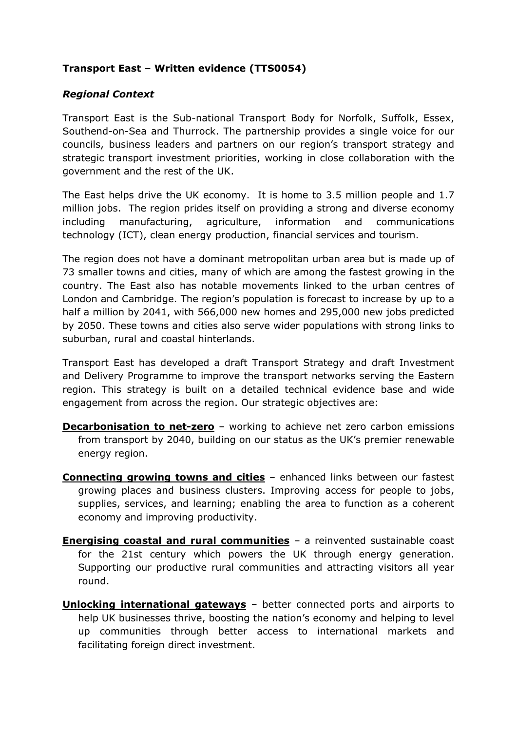**Transport East – Written evidence (TTS0054)**

***Regional Context***

Transport East is the Sub-national Transport Body for Norfolk, Suffolk, Essex, Southend-on-Sea and Thurrock. The partnership provides a single voice for our councils, business leaders and partners on our region's transport strategy and strategic transport investment priorities, working in close collaboration with the government and the rest of the UK.

The East helps drive the UK economy. It is home to 3.5 million people and 1.7 million jobs. The region prides itself on providing a strong and diverse economy including manufacturing, agriculture, information and communications technology (ICT), clean energy production, financial services and tourism.

The region does not have a dominant metropolitan urban area but is made up of 73 smaller towns and cities, many of which are among the fastest growing in the country. The East also has notable movements linked to the urban centres of London and Cambridge. The region's population is forecast to increase by up to a half a million by 2041, with 566,000 new homes and 295,000 new jobs predicted by 2050. These towns and cities also serve wider populations with strong links to suburban, rural and coastal hinterlands.

Transport East has developed a draft Transport Strategy and draft Investment and Delivery Programme to improve the transport networks serving the Eastern region. This strategy is built on a detailed technical evidence base and wide engagement from across the region. Our strategic objectives are:

**Decarbonisation to net-zero** – working to achieve net zero carbon emissions from transport by 2040, building on our status as the UK's premier renewable energy region.

**Connecting growing towns and cities** – enhanced links between our fastest growing places and business clusters. Improving access for people to jobs, supplies, services, and learning; enabling the area to function as a coherent economy and improving productivity.

**Energising coastal and rural communities** – a reinvented sustainable coast for the 21st century which powers the UK through energy generation. Supporting our productive rural communities and attracting visitors all year round.

**Unlocking international gateways** – better connected ports and airports to help UK businesses thrive, boosting the nation's economy and helping to level up communities through better access to international markets and facilitating foreign direct investment.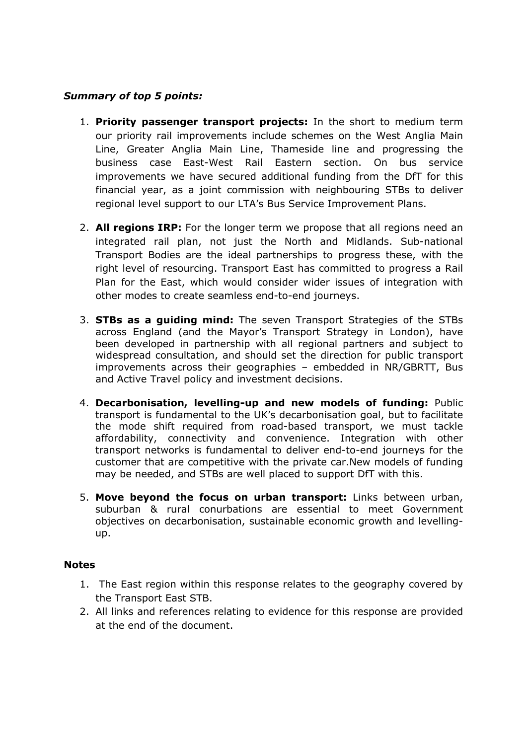***Summary of top 5 points:***

1. **Priority passenger transport projects:** In the short to medium term our priority rail improvements include schemes on the West Anglia Main Line, Greater Anglia Main Line, Thameside line and progressing the business case East-West Rail Eastern section. On bus service improvements we have secured additional funding from the DfT for this financial year, as a joint commission with neighbouring STBs to deliver regional level support to our LTA's Bus Service Improvement Plans.

2. **All regions IRP:** For the longer term we propose that all regions need an integrated rail plan, not just the North and Midlands. Sub-national Transport Bodies are the ideal partnerships to progress these, with the right level of resourcing. Transport East has committed to progress a Rail Plan for the East, which would consider wider issues of integration with other modes to create seamless end-to-end journeys.

3. **STBs as a guiding mind:** The seven Transport Strategies of the STBs across England (and the Mayor's Transport Strategy in London), have been developed in partnership with all regional partners and subject to widespread consultation, and should set the direction for public transport improvements across their geographies – embedded in NR/GBRTT, Bus and Active Travel policy and investment decisions.

4. **Decarbonisation, levelling-up and new models of funding:** Public transport is fundamental to the UK's decarbonisation goal, but to facilitate the mode shift required from road-based transport, we must tackle affordability, connectivity and convenience. Integration with other transport networks is fundamental to deliver end-to-end journeys for the customer that are competitive with the private car.New models of funding may be needed, and STBs are well placed to support DfT with this.

5. **Move beyond the focus on urban transport:** Links between urban, suburban & rural conurbations are essential to meet Government objectives on decarbonisation, sustainable economic growth and levelling-up.

**Notes**

1. The East region within this response relates to the geography covered by the Transport East STB.
2. All links and references relating to evidence for this response are provided at the end of the document.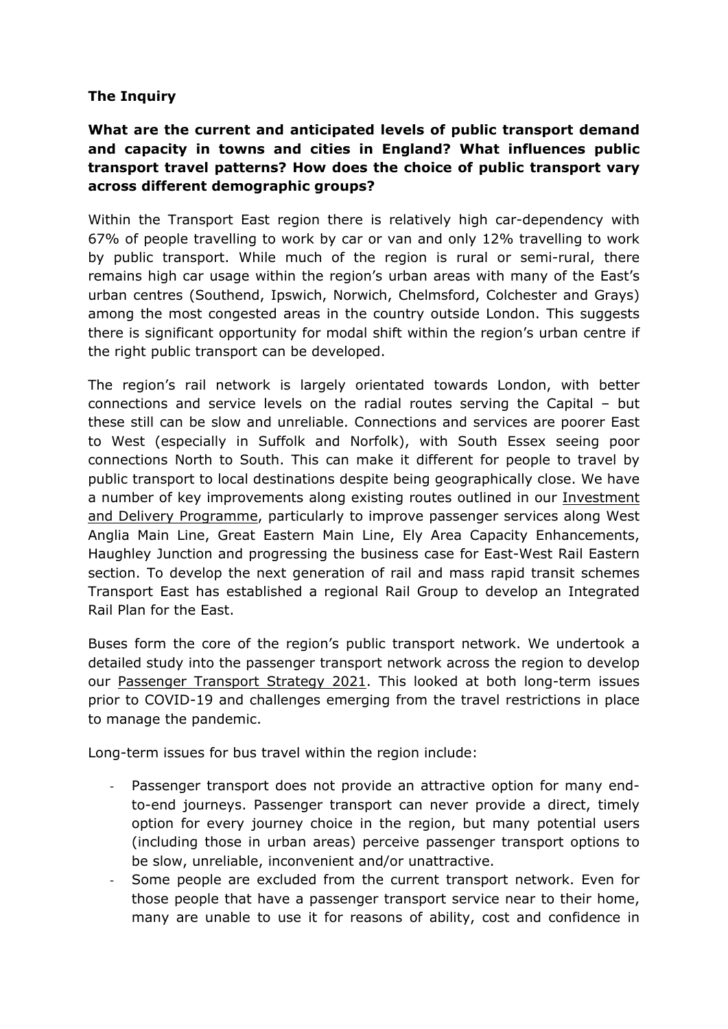**The Inquiry**

**What are the current and anticipated levels of public transport demand and capacity in towns and cities in England? What influences public transport travel patterns? How does the choice of public transport vary across different demographic groups?**

Within the Transport East region there is relatively high car-dependency with 67% of people travelling to work by car or van and only 12% travelling to work by public transport. While much of the region is rural or semi-rural, there remains high car usage within the region's urban areas with many of the East's urban centres (Southend, Ipswich, Norwich, Chelmsford, Colchester and Grays) among the most congested areas in the country outside London. This suggests there is significant opportunity for modal shift within the region's urban centre if the right public transport can be developed.

The region's rail network is largely orientated towards London, with better connections and service levels on the radial routes serving the Capital – but these still can be slow and unreliable. Connections and services are poorer East to West (especially in Suffolk and Norfolk), with South Essex seeing poor connections North to South. This can make it different for people to travel by public transport to local destinations despite being geographically close. We have a number of key improvements along existing routes outlined in our Investment and Delivery Programme, particularly to improve passenger services along West Anglia Main Line, Great Eastern Main Line, Ely Area Capacity Enhancements, Haughley Junction and progressing the business case for East-West Rail Eastern section. To develop the next generation of rail and mass rapid transit schemes Transport East has established a regional Rail Group to develop an Integrated Rail Plan for the East.

Buses form the core of the region's public transport network. We undertook a detailed study into the passenger transport network across the region to develop our Passenger Transport Strategy 2021. This looked at both long-term issues prior to COVID-19 and challenges emerging from the travel restrictions in place to manage the pandemic.

Long-term issues for bus travel within the region include:

- Passenger transport does not provide an attractive option for many end-to-end journeys. Passenger transport can never provide a direct, timely option for every journey choice in the region, but many potential users (including those in urban areas) perceive passenger transport options to be slow, unreliable, inconvenient and/or unattractive.
- Some people are excluded from the current transport network. Even for those people that have a passenger transport service near to their home, many are unable to use it for reasons of ability, cost and confidence in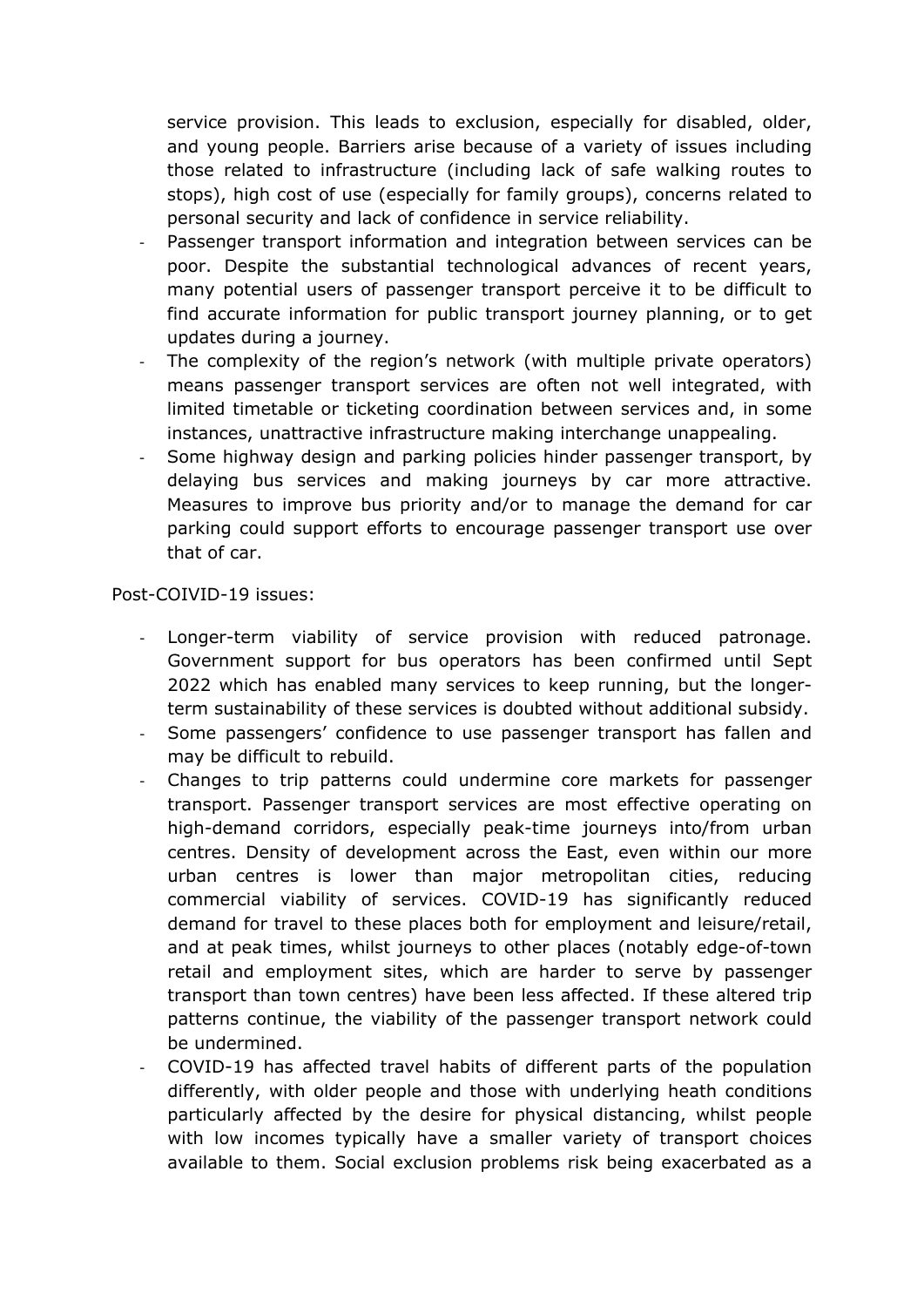service provision. This leads to exclusion, especially for disabled, older, and young people. Barriers arise because of a variety of issues including those related to infrastructure (including lack of safe walking routes to stops), high cost of use (especially for family groups), concerns related to personal security and lack of confidence in service reliability.

- Passenger transport information and integration between services can be poor. Despite the substantial technological advances of recent years, many potential users of passenger transport perceive it to be difficult to find accurate information for public transport journey planning, or to get updates during a journey.
- The complexity of the region's network (with multiple private operators) means passenger transport services are often not well integrated, with limited timetable or ticketing coordination between services and, in some instances, unattractive infrastructure making interchange unappealing.
- Some highway design and parking policies hinder passenger transport, by delaying bus services and making journeys by car more attractive. Measures to improve bus priority and/or to manage the demand for car parking could support efforts to encourage passenger transport use over that of car.

Post-COIVID-19 issues:

- Longer-term viability of service provision with reduced patronage. Government support for bus operators has been confirmed until Sept 2022 which has enabled many services to keep running, but the longer-term sustainability of these services is doubted without additional subsidy.
- Some passengers' confidence to use passenger transport has fallen and may be difficult to rebuild.
- Changes to trip patterns could undermine core markets for passenger transport. Passenger transport services are most effective operating on high-demand corridors, especially peak-time journeys into/from urban centres. Density of development across the East, even within our more urban centres is lower than major metropolitan cities, reducing commercial viability of services. COVID-19 has significantly reduced demand for travel to these places both for employment and leisure/retail, and at peak times, whilst journeys to other places (notably edge-of-town retail and employment sites, which are harder to serve by passenger transport than town centres) have been less affected. If these altered trip patterns continue, the viability of the passenger transport network could be undermined.
- COVID-19 has affected travel habits of different parts of the population differently, with older people and those with underlying heath conditions particularly affected by the desire for physical distancing, whilst people with low incomes typically have a smaller variety of transport choices available to them. Social exclusion problems risk being exacerbated as a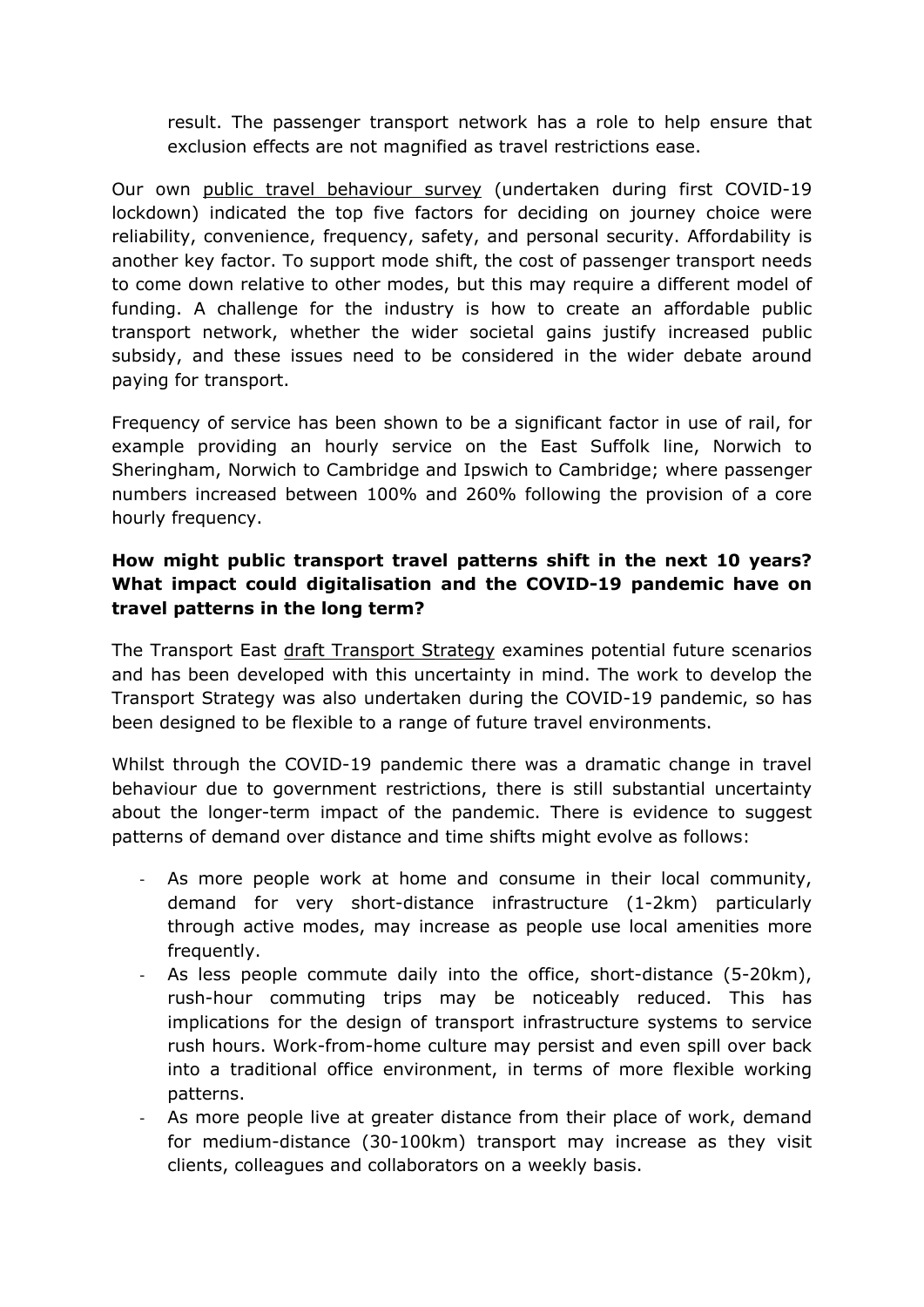result. The passenger transport network has a role to help ensure that exclusion effects are not magnified as travel restrictions ease.

Our own public travel behaviour survey (undertaken during first COVID-19 lockdown) indicated the top five factors for deciding on journey choice were reliability, convenience, frequency, safety, and personal security. Affordability is another key factor. To support mode shift, the cost of passenger transport needs to come down relative to other modes, but this may require a different model of funding. A challenge for the industry is how to create an affordable public transport network, whether the wider societal gains justify increased public subsidy, and these issues need to be considered in the wider debate around paying for transport.

Frequency of service has been shown to be a significant factor in use of rail, for example providing an hourly service on the East Suffolk line, Norwich to Sheringham, Norwich to Cambridge and Ipswich to Cambridge; where passenger numbers increased between 100% and 260% following the provision of a core hourly frequency.

**How might public transport travel patterns shift in the next 10 years? What impact could digitalisation and the COVID-19 pandemic have on travel patterns in the long term?**

The Transport East draft Transport Strategy examines potential future scenarios and has been developed with this uncertainty in mind. The work to develop the Transport Strategy was also undertaken during the COVID-19 pandemic, so has been designed to be flexible to a range of future travel environments.

Whilst through the COVID-19 pandemic there was a dramatic change in travel behaviour due to government restrictions, there is still substantial uncertainty about the longer-term impact of the pandemic. There is evidence to suggest patterns of demand over distance and time shifts might evolve as follows:

- As more people work at home and consume in their local community, demand for very short-distance infrastructure (1-2km) particularly through active modes, may increase as people use local amenities more frequently.
- As less people commute daily into the office, short-distance (5-20km), rush-hour commuting trips may be noticeably reduced. This has implications for the design of transport infrastructure systems to service rush hours. Work-from-home culture may persist and even spill over back into a traditional office environment, in terms of more flexible working patterns.
- As more people live at greater distance from their place of work, demand for medium-distance (30-100km) transport may increase as they visit clients, colleagues and collaborators on a weekly basis.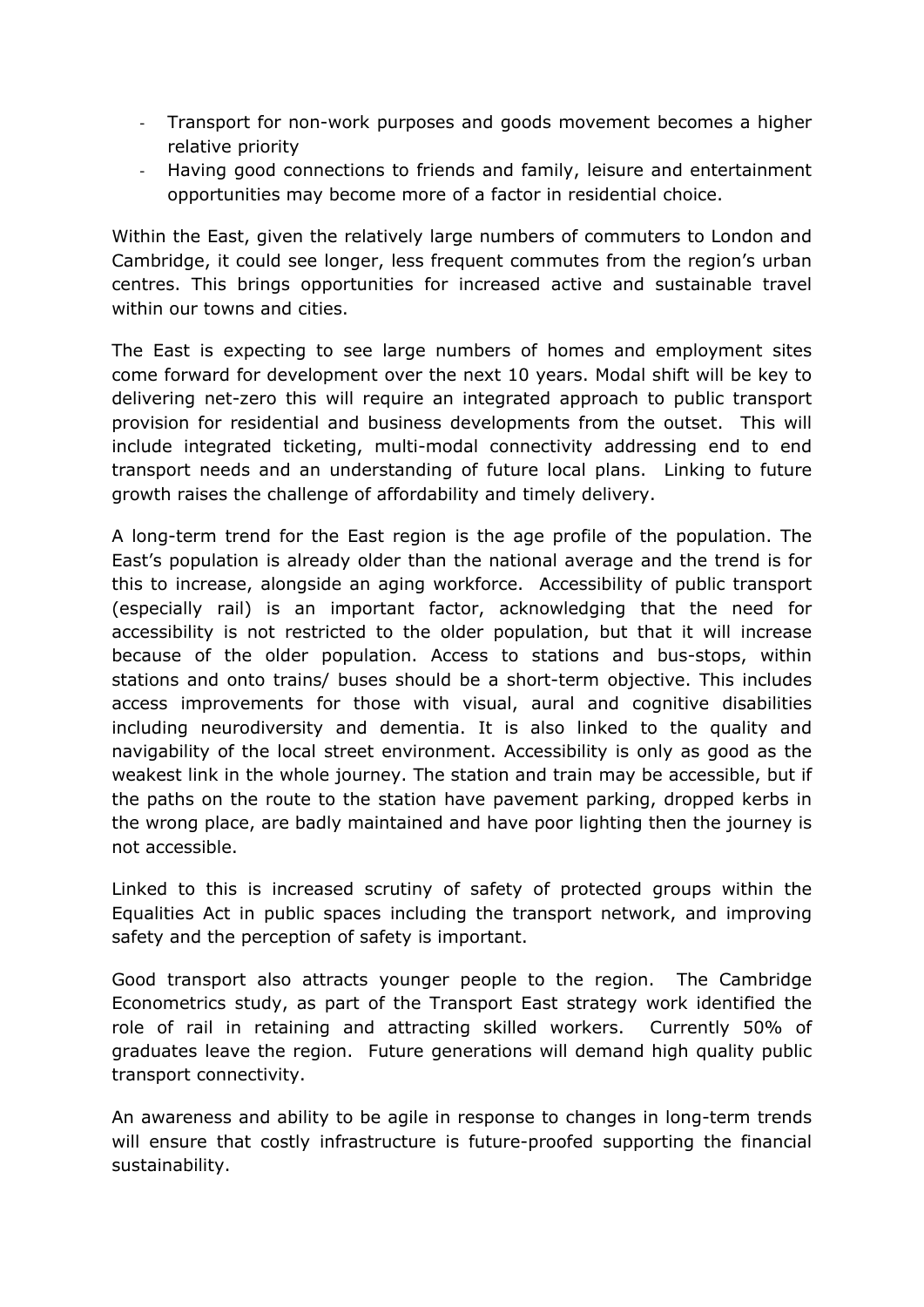- Transport for non-work purposes and goods movement becomes a higher relative priority
- Having good connections to friends and family, leisure and entertainment opportunities may become more of a factor in residential choice.

Within the East, given the relatively large numbers of commuters to London and Cambridge, it could see longer, less frequent commutes from the region's urban centres. This brings opportunities for increased active and sustainable travel within our towns and cities.

The East is expecting to see large numbers of homes and employment sites come forward for development over the next 10 years. Modal shift will be key to delivering net-zero this will require an integrated approach to public transport provision for residential and business developments from the outset. This will include integrated ticketing, multi-modal connectivity addressing end to end transport needs and an understanding of future local plans. Linking to future growth raises the challenge of affordability and timely delivery.

A long-term trend for the East region is the age profile of the population. The East's population is already older than the national average and the trend is for this to increase, alongside an aging workforce. Accessibility of public transport (especially rail) is an important factor, acknowledging that the need for accessibility is not restricted to the older population, but that it will increase because of the older population. Access to stations and bus-stops, within stations and onto trains/ buses should be a short-term objective. This includes access improvements for those with visual, aural and cognitive disabilities including neurodiversity and dementia. It is also linked to the quality and navigability of the local street environment. Accessibility is only as good as the weakest link in the whole journey. The station and train may be accessible, but if the paths on the route to the station have pavement parking, dropped kerbs in the wrong place, are badly maintained and have poor lighting then the journey is not accessible.

Linked to this is increased scrutiny of safety of protected groups within the Equalities Act in public spaces including the transport network, and improving safety and the perception of safety is important.

Good transport also attracts younger people to the region. The Cambridge Econometrics study, as part of the Transport East strategy work identified the role of rail in retaining and attracting skilled workers. Currently 50% of graduates leave the region. Future generations will demand high quality public transport connectivity.

An awareness and ability to be agile in response to changes in long-term trends will ensure that costly infrastructure is future-proofed supporting the financial sustainability.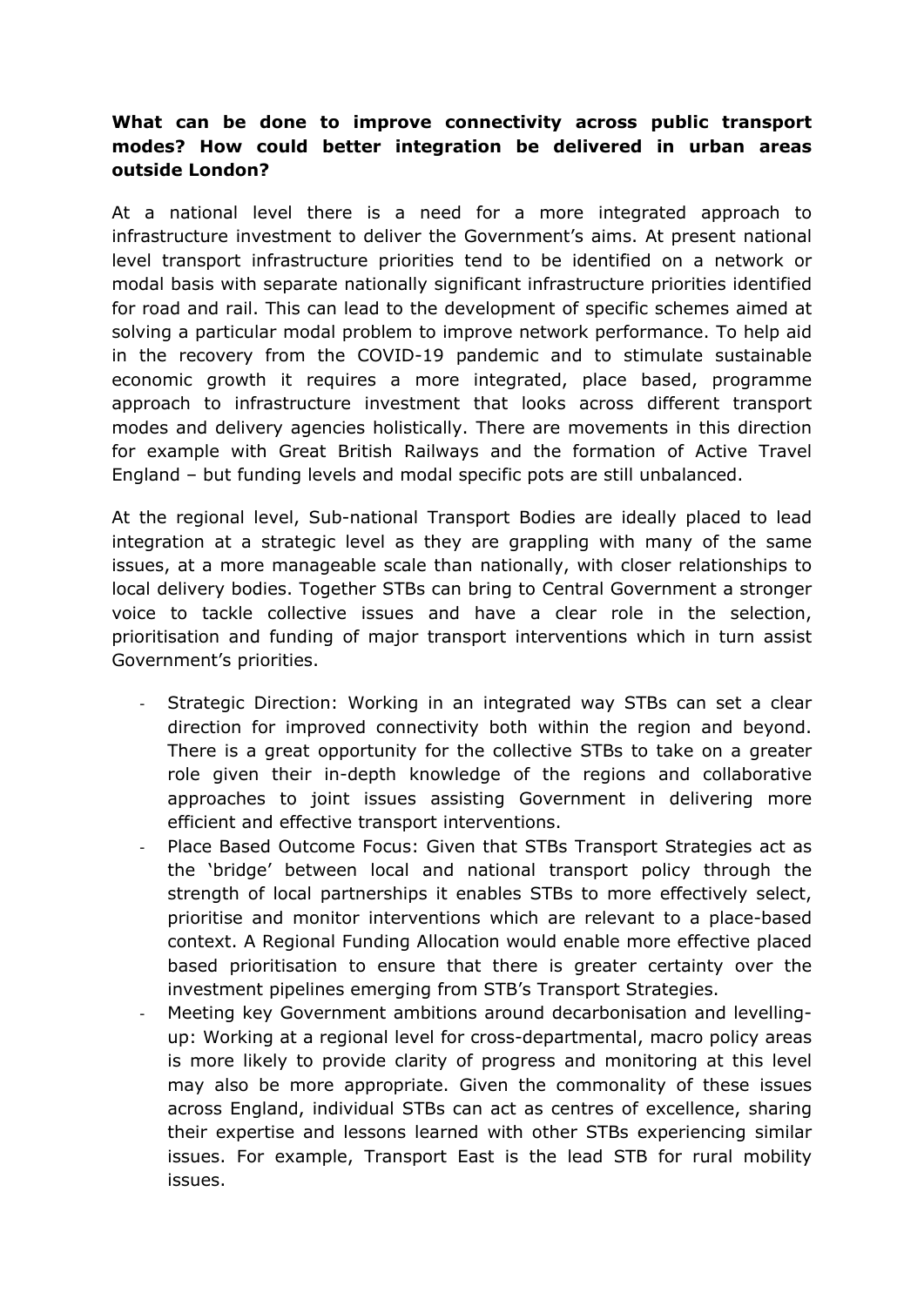**What can be done to improve connectivity across public transport modes? How could better integration be delivered in urban areas outside London?**

At a national level there is a need for a more integrated approach to infrastructure investment to deliver the Government's aims. At present national level transport infrastructure priorities tend to be identified on a network or modal basis with separate nationally significant infrastructure priorities identified for road and rail. This can lead to the development of specific schemes aimed at solving a particular modal problem to improve network performance. To help aid in the recovery from the COVID-19 pandemic and to stimulate sustainable economic growth it requires a more integrated, place based, programme approach to infrastructure investment that looks across different transport modes and delivery agencies holistically. There are movements in this direction for example with Great British Railways and the formation of Active Travel England – but funding levels and modal specific pots are still unbalanced.

At the regional level, Sub-national Transport Bodies are ideally placed to lead integration at a strategic level as they are grappling with many of the same issues, at a more manageable scale than nationally, with closer relationships to local delivery bodies. Together STBs can bring to Central Government a stronger voice to tackle collective issues and have a clear role in the selection, prioritisation and funding of major transport interventions which in turn assist Government's priorities.

- Strategic Direction: Working in an integrated way STBs can set a clear direction for improved connectivity both within the region and beyond. There is a great opportunity for the collective STBs to take on a greater role given their in-depth knowledge of the regions and collaborative approaches to joint issues assisting Government in delivering more efficient and effective transport interventions.
- Place Based Outcome Focus: Given that STBs Transport Strategies act as the 'bridge' between local and national transport policy through the strength of local partnerships it enables STBs to more effectively select, prioritise and monitor interventions which are relevant to a place-based context. A Regional Funding Allocation would enable more effective placed based prioritisation to ensure that there is greater certainty over the investment pipelines emerging from STB's Transport Strategies.
- Meeting key Government ambitions around decarbonisation and levelling-up: Working at a regional level for cross-departmental, macro policy areas is more likely to provide clarity of progress and monitoring at this level may also be more appropriate. Given the commonality of these issues across England, individual STBs can act as centres of excellence, sharing their expertise and lessons learned with other STBs experiencing similar issues. For example, Transport East is the lead STB for rural mobility issues.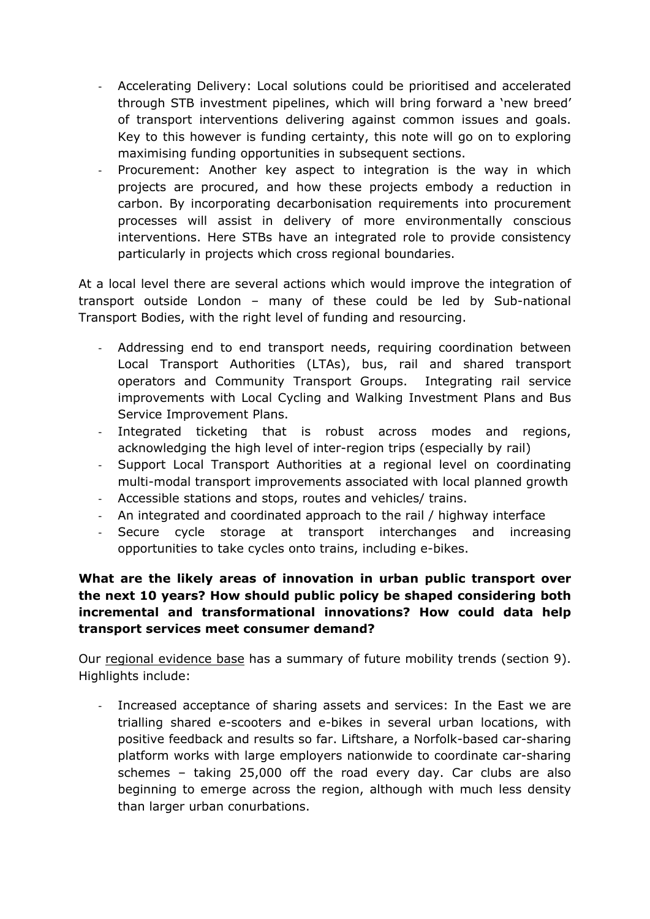- Accelerating Delivery: Local solutions could be prioritised and accelerated through STB investment pipelines, which will bring forward a 'new breed' of transport interventions delivering against common issues and goals. Key to this however is funding certainty, this note will go on to exploring maximising funding opportunities in subsequent sections.
- Procurement: Another key aspect to integration is the way in which projects are procured, and how these projects embody a reduction in carbon. By incorporating decarbonisation requirements into procurement processes will assist in delivery of more environmentally conscious interventions. Here STBs have an integrated role to provide consistency particularly in projects which cross regional boundaries.

At a local level there are several actions which would improve the integration of transport outside London – many of these could be led by Sub-national Transport Bodies, with the right level of funding and resourcing.

- Addressing end to end transport needs, requiring coordination between Local Transport Authorities (LTAs), bus, rail and shared transport operators and Community Transport Groups. Integrating rail service improvements with Local Cycling and Walking Investment Plans and Bus Service Improvement Plans.
- Integrated ticketing that is robust across modes and regions, acknowledging the high level of inter-region trips (especially by rail)
- Support Local Transport Authorities at a regional level on coordinating multi-modal transport improvements associated with local planned growth
- Accessible stations and stops, routes and vehicles/ trains.
- An integrated and coordinated approach to the rail / highway interface
- Secure cycle storage at transport interchanges and increasing opportunities to take cycles onto trains, including e-bikes.

**What are the likely areas of innovation in urban public transport over the next 10 years? How should public policy be shaped considering both incremental and transformational innovations? How could data help transport services meet consumer demand?**

Our regional evidence base has a summary of future mobility trends (section 9). Highlights include:

- Increased acceptance of sharing assets and services: In the East we are trialling shared e-scooters and e-bikes in several urban locations, with positive feedback and results so far. Liftshare, a Norfolk-based car-sharing platform works with large employers nationwide to coordinate car-sharing schemes – taking 25,000 off the road every day. Car clubs are also beginning to emerge across the region, although with much less density than larger urban conurbations.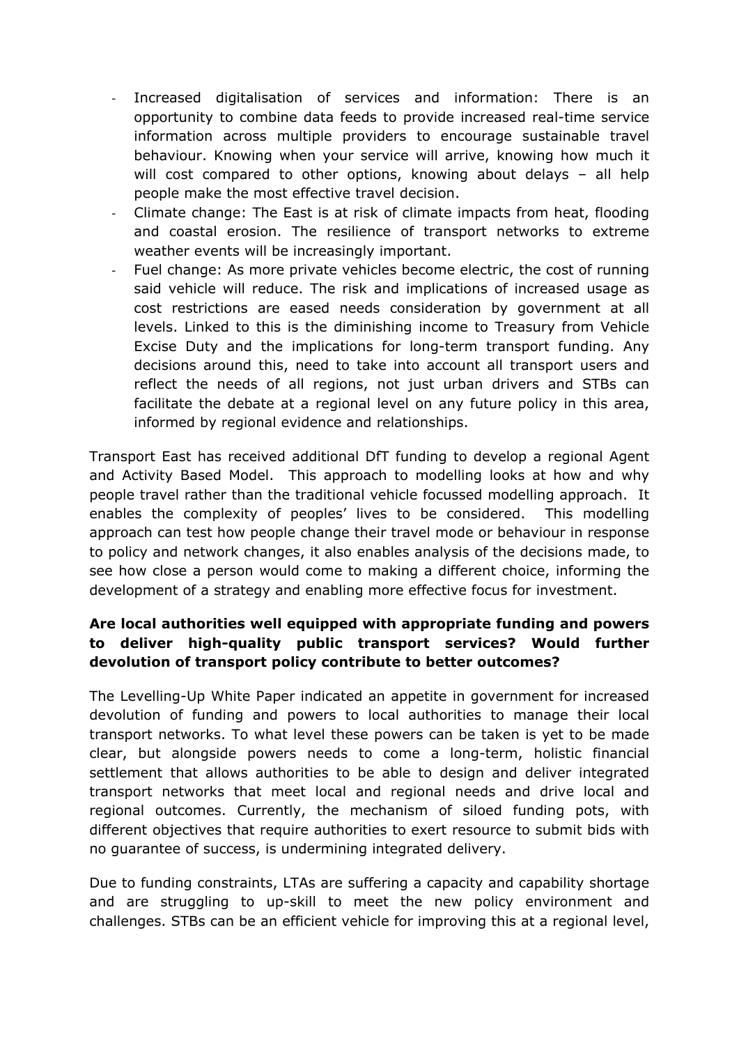- Increased digitalisation of services and information: There is an opportunity to combine data feeds to provide increased real-time service information across multiple providers to encourage sustainable travel behaviour. Knowing when your service will arrive, knowing how much it will cost compared to other options, knowing about delays – all help people make the most effective travel decision.
- Climate change: The East is at risk of climate impacts from heat, flooding and coastal erosion. The resilience of transport networks to extreme weather events will be increasingly important.
- Fuel change: As more private vehicles become electric, the cost of running said vehicle will reduce. The risk and implications of increased usage as cost restrictions are eased needs consideration by government at all levels. Linked to this is the diminishing income to Treasury from Vehicle Excise Duty and the implications for long-term transport funding. Any decisions around this, need to take into account all transport users and reflect the needs of all regions, not just urban drivers and STBs can facilitate the debate at a regional level on any future policy in this area, informed by regional evidence and relationships.

Transport East has received additional DfT funding to develop a regional Agent and Activity Based Model. This approach to modelling looks at how and why people travel rather than the traditional vehicle focussed modelling approach. It enables the complexity of peoples' lives to be considered. This modelling approach can test how people change their travel mode or behaviour in response to policy and network changes, it also enables analysis of the decisions made, to see how close a person would come to making a different choice, informing the development of a strategy and enabling more effective focus for investment.

**Are local authorities well equipped with appropriate funding and powers to deliver high-quality public transport services? Would further devolution of transport policy contribute to better outcomes?**

The Levelling-Up White Paper indicated an appetite in government for increased devolution of funding and powers to local authorities to manage their local transport networks. To what level these powers can be taken is yet to be made clear, but alongside powers needs to come a long-term, holistic financial settlement that allows authorities to be able to design and deliver integrated transport networks that meet local and regional needs and drive local and regional outcomes. Currently, the mechanism of siloed funding pots, with different objectives that require authorities to exert resource to submit bids with no guarantee of success, is undermining integrated delivery.

Due to funding constraints, LTAs are suffering a capacity and capability shortage and are struggling to up-skill to meet the new policy environment and challenges. STBs can be an efficient vehicle for improving this at a regional level,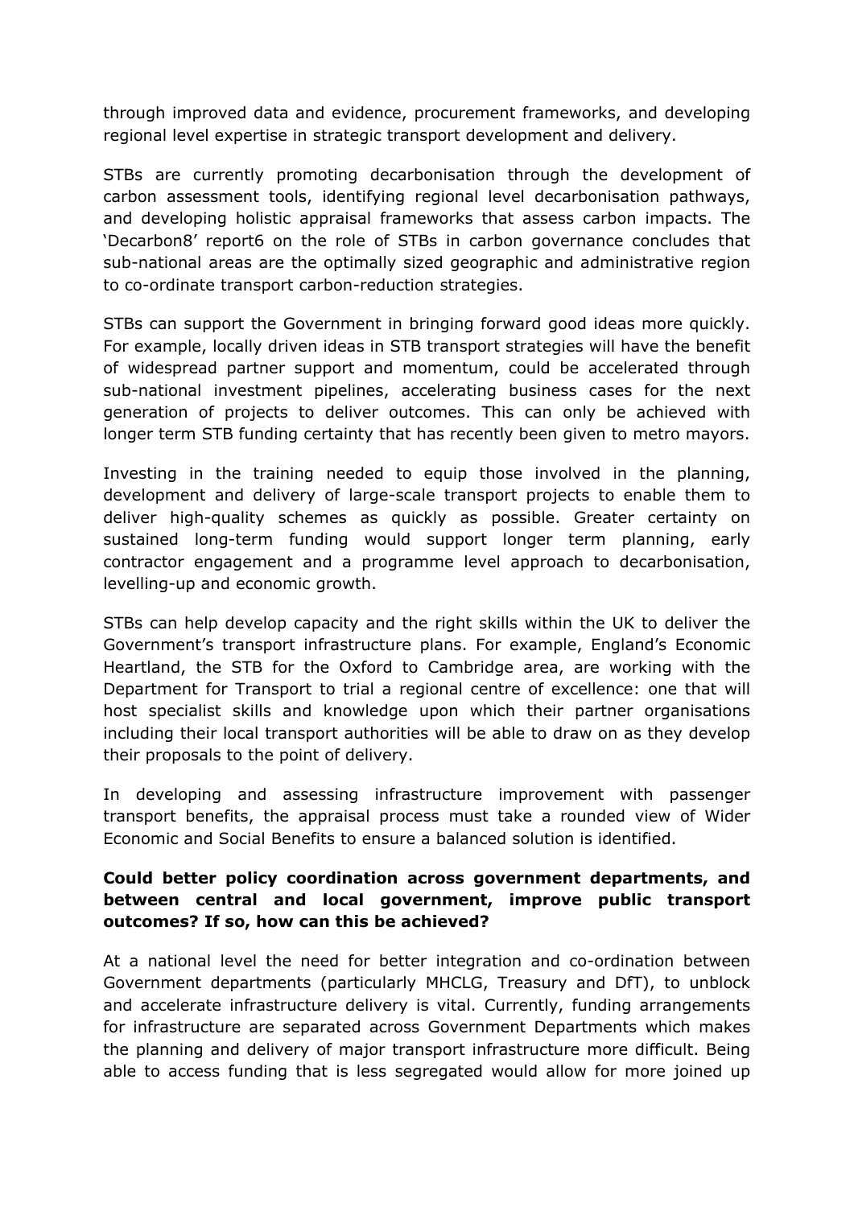through improved data and evidence, procurement frameworks, and developing regional level expertise in strategic transport development and delivery.

STBs are currently promoting decarbonisation through the development of carbon assessment tools, identifying regional level decarbonisation pathways, and developing holistic appraisal frameworks that assess carbon impacts. The 'Decarbon8' report[6] on the role of STBs in carbon governance concludes that sub-national areas are the optimally sized geographic and administrative region to co-ordinate transport carbon-reduction strategies.

STBs can support the Government in bringing forward good ideas more quickly. For example, locally driven ideas in STB transport strategies will have the benefit of widespread partner support and momentum, could be accelerated through sub-national investment pipelines, accelerating business cases for the next generation of projects to deliver outcomes. This can only be achieved with longer term STB funding certainty that has recently been given to metro mayors.

Investing in the training needed to equip those involved in the planning, development and delivery of large-scale transport projects to enable them to deliver high-quality schemes as quickly as possible. Greater certainty on sustained long-term funding would support longer term planning, early contractor engagement and a programme level approach to decarbonisation, levelling-up and economic growth.

STBs can help develop capacity and the right skills within the UK to deliver the Government's transport infrastructure plans. For example, England's Economic Heartland, the STB for the Oxford to Cambridge area, are working with the Department for Transport to trial a regional centre of excellence: one that will host specialist skills and knowledge upon which their partner organisations including their local transport authorities will be able to draw on as they develop their proposals to the point of delivery.

In developing and assessing infrastructure improvement with passenger transport benefits, the appraisal process must take a rounded view of Wider Economic and Social Benefits to ensure a balanced solution is identified.

**Could better policy coordination across government departments, and between central and local government, improve public transport outcomes? If so, how can this be achieved?**

At a national level the need for better integration and co-ordination between Government departments (particularly MHCLG, Treasury and DfT), to unblock and accelerate infrastructure delivery is vital. Currently, funding arrangements for infrastructure are separated across Government Departments which makes the planning and delivery of major transport infrastructure more difficult. Being able to access funding that is less segregated would allow for more joined up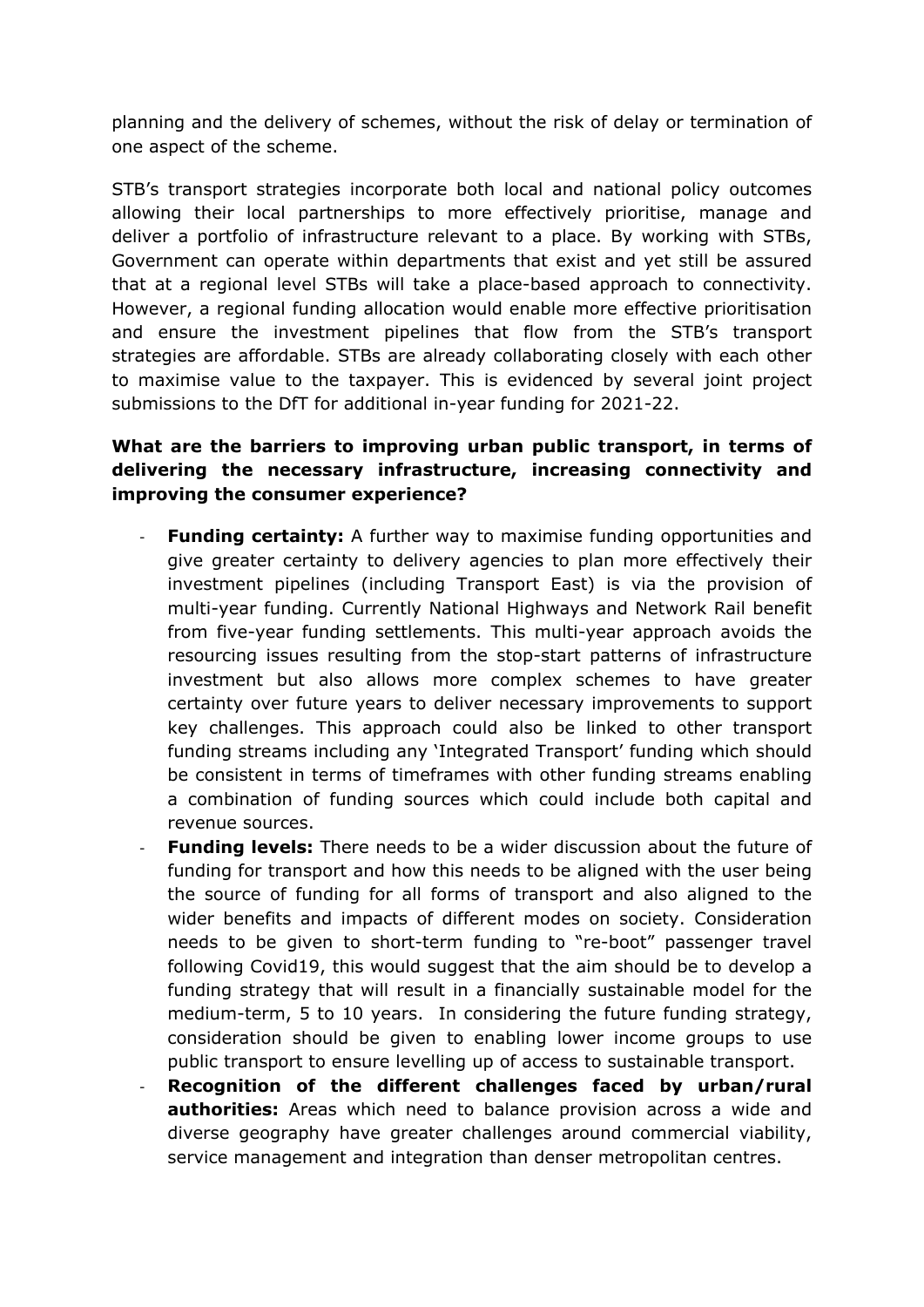planning and the delivery of schemes, without the risk of delay or termination of one aspect of the scheme.

STB's transport strategies incorporate both local and national policy outcomes allowing their local partnerships to more effectively prioritise, manage and deliver a portfolio of infrastructure relevant to a place. By working with STBs, Government can operate within departments that exist and yet still be assured that at a regional level STBs will take a place-based approach to connectivity. However, a regional funding allocation would enable more effective prioritisation and ensure the investment pipelines that flow from the STB's transport strategies are affordable. STBs are already collaborating closely with each other to maximise value to the taxpayer. This is evidenced by several joint project submissions to the DfT for additional in-year funding for 2021-22.

**What are the barriers to improving urban public transport, in terms of delivering the necessary infrastructure, increasing connectivity and improving the consumer experience?**

- **Funding certainty:** A further way to maximise funding opportunities and give greater certainty to delivery agencies to plan more effectively their investment pipelines (including Transport East) is via the provision of multi-year funding. Currently National Highways and Network Rail benefit from five-year funding settlements. This multi-year approach avoids the resourcing issues resulting from the stop-start patterns of infrastructure investment but also allows more complex schemes to have greater certainty over future years to deliver necessary improvements to support key challenges. This approach could also be linked to other transport funding streams including any 'Integrated Transport' funding which should be consistent in terms of timeframes with other funding streams enabling a combination of funding sources which could include both capital and revenue sources.
- **Funding levels:** There needs to be a wider discussion about the future of funding for transport and how this needs to be aligned with the user being the source of funding for all forms of transport and also aligned to the wider benefits and impacts of different modes on society. Consideration needs to be given to short-term funding to "re-boot" passenger travel following Covid19, this would suggest that the aim should be to develop a funding strategy that will result in a financially sustainable model for the medium-term, 5 to 10 years. In considering the future funding strategy, consideration should be given to enabling lower income groups to use public transport to ensure levelling up of access to sustainable transport.
- **Recognition of the different challenges faced by urban/rural authorities:** Areas which need to balance provision across a wide and diverse geography have greater challenges around commercial viability, service management and integration than denser metropolitan centres.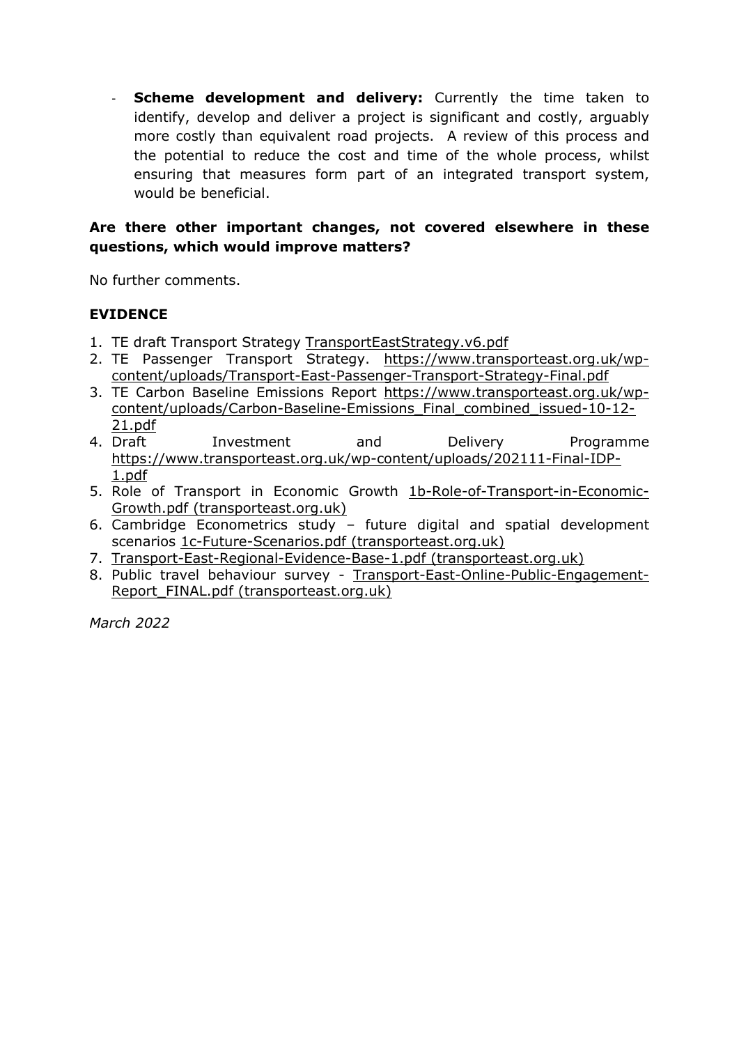- **Scheme development and delivery:** Currently the time taken to identify, develop and deliver a project is significant and costly, arguably more costly than equivalent road projects. A review of this process and the potential to reduce the cost and time of the whole process, whilst ensuring that measures form part of an integrated transport system, would be beneficial.

**Are there other important changes, not covered elsewhere in these questions, which would improve matters?**

No further comments.

**EVIDENCE**

1. TE draft Transport Strategy TransportEastStrategy.v6.pdf
2. TE Passenger Transport Strategy. https://www.transporteast.org.uk/wp-content/uploads/Transport-East-Passenger-Transport-Strategy-Final.pdf
3. TE Carbon Baseline Emissions Report https://www.transporteast.org.uk/wp-content/uploads/Carbon-Baseline-Emissions_Final_combined_issued-10-12-21.pdf
4. Draft Investment and Delivery Programme https://www.transporteast.org.uk/wp-content/uploads/202111-Final-IDP-1.pdf
5. Role of Transport in Economic Growth 1b-Role-of-Transport-in-Economic-Growth.pdf (transporteast.org.uk)
6. Cambridge Econometrics study – future digital and spatial development scenarios 1c-Future-Scenarios.pdf (transporteast.org.uk)
7. Transport-East-Regional-Evidence-Base-1.pdf (transporteast.org.uk)
8. Public travel behaviour survey - Transport-East-Online-Public-Engagement-Report_FINAL.pdf (transporteast.org.uk)

*March 2022*